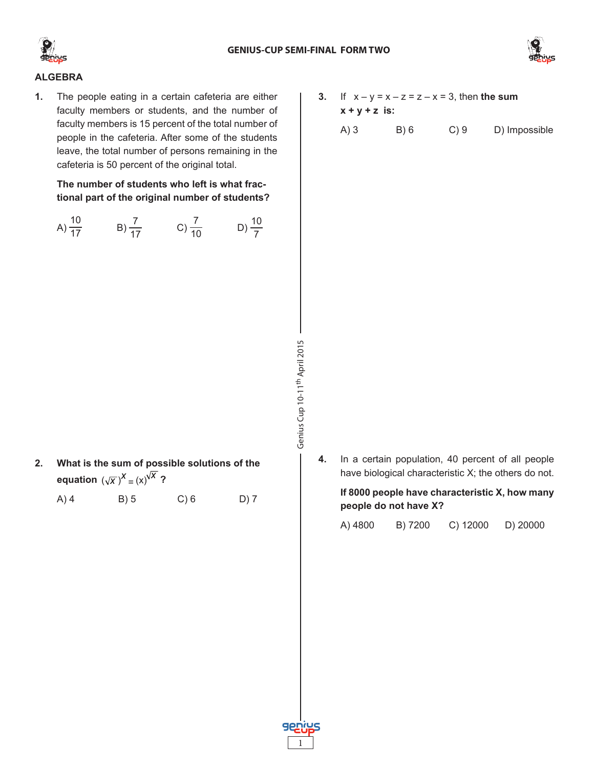## ALGEBRA

**1.** The people eating in a certain cafeteria are either faculty members or students, and the number of faculty members is 15 percent of the total number of people in the cafeteria. After some of the students leave, the total number of persons remaining in the cafeteria is 50 percent of the original total.

**The number of students who left is what fractional part of the original number of students?**

A) $\frac{10}{17}$ B) $\frac{7}{17}$ C) $\frac{7}{10}$ D) $\frac{10}{7}$

**2. What is the sum of possible solutions of the equation** $(\sqrt{x})^{x} = (x)^{\sqrt{x}}$ **?**

A) 4 B) 5 C) 6 D) 7

**3.** If $x - y = x - z = z - x = 3$, then **the sum $x + y + z$ is:**

A) 3 B) 6 C) 9 D) Impossible

**4.** In a certain population, 40 percent of all people have biological characteristic X; the others do not.

**If 8000 people have characteristic X, how many people do not have X?**

A) 4800 B) 7200 C) 12000 D) 20000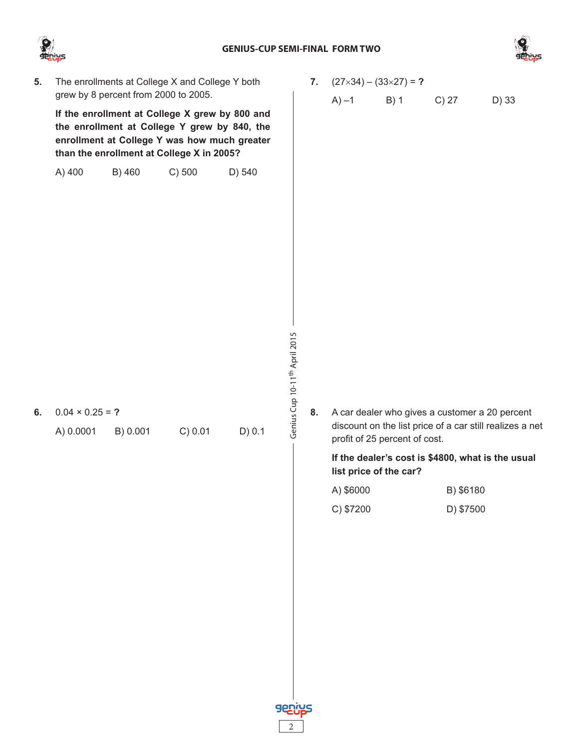**5.** The enrollments at College X and College Y both grew by 8 percent from 2000 to 2005.

**If the enrollment at College X grew by 800 and the enrollment at College Y grew by 840, the enrollment at College Y was how much greater than the enrollment at College X in 2005?**

A) 400 B) 460 C) 500 D) 540

**6.** $0.04 \times 0.25 =$ **?**

A) 0.0001 B) 0.001 C) 0.01 D) 0.1

**7.** $(27 \times 34) - (33 \times 27) =$ **?**

A) –1 B) 1 C) 27 D) 33

**8.** A car dealer who gives a customer a 20 percent discount on the list price of a car still realizes a net profit of 25 percent of cost.

**If the dealer's cost is $4800, what is the usual list price of the car?**

A) $6000 B) $6180

C) $7200 D) $7500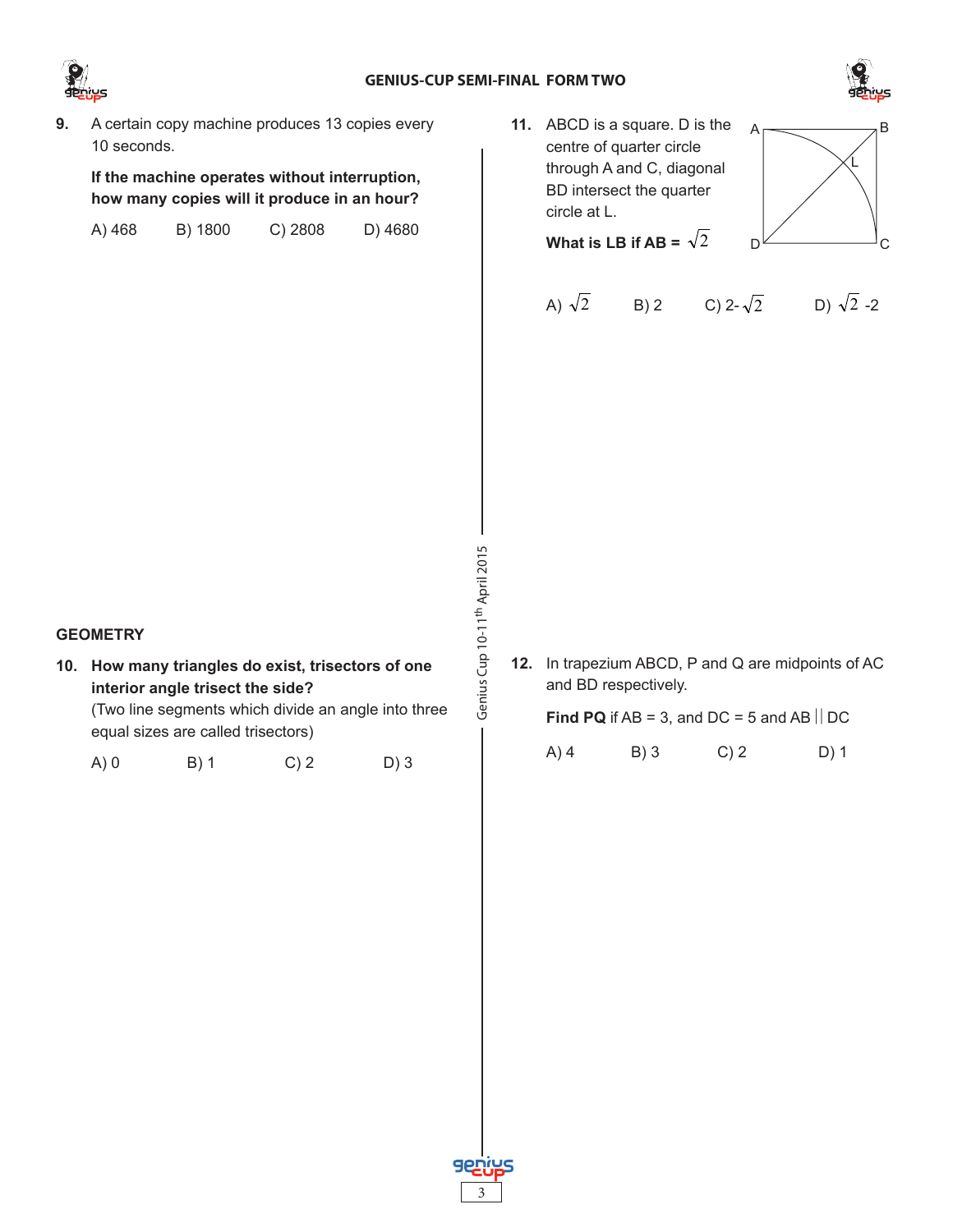**9.** A certain copy machine produces 13 copies every 10 seconds.

**If the machine operates without interruption, how many copies will it produce in an hour?**

A) 468 B) 1800 C) 2808 D) 4680

## GEOMETRY

**10. How many triangles do exist, trisectors of one interior angle trisect the side?**
(Two line segments which divide an angle into three equal sizes are called trisectors)

A) 0 B) 1 C) 2 D) 3

**11.** ABCD is a square. D is the centre of quarter circle through A and C, diagonal BD intersect the quarter circle at L.

**What is LB if AB =** $\sqrt{2}$

A) $\sqrt{2}$ B) 2 C) 2- $\sqrt{2}$ D) $\sqrt{2}$ -2

**12.** In trapezium ABCD, P and Q are midpoints of AC and BD respectively.

**Find PQ** if AB = 3, and DC = 5 and AB || DC

A) 4 B) 3 C) 2 D) 1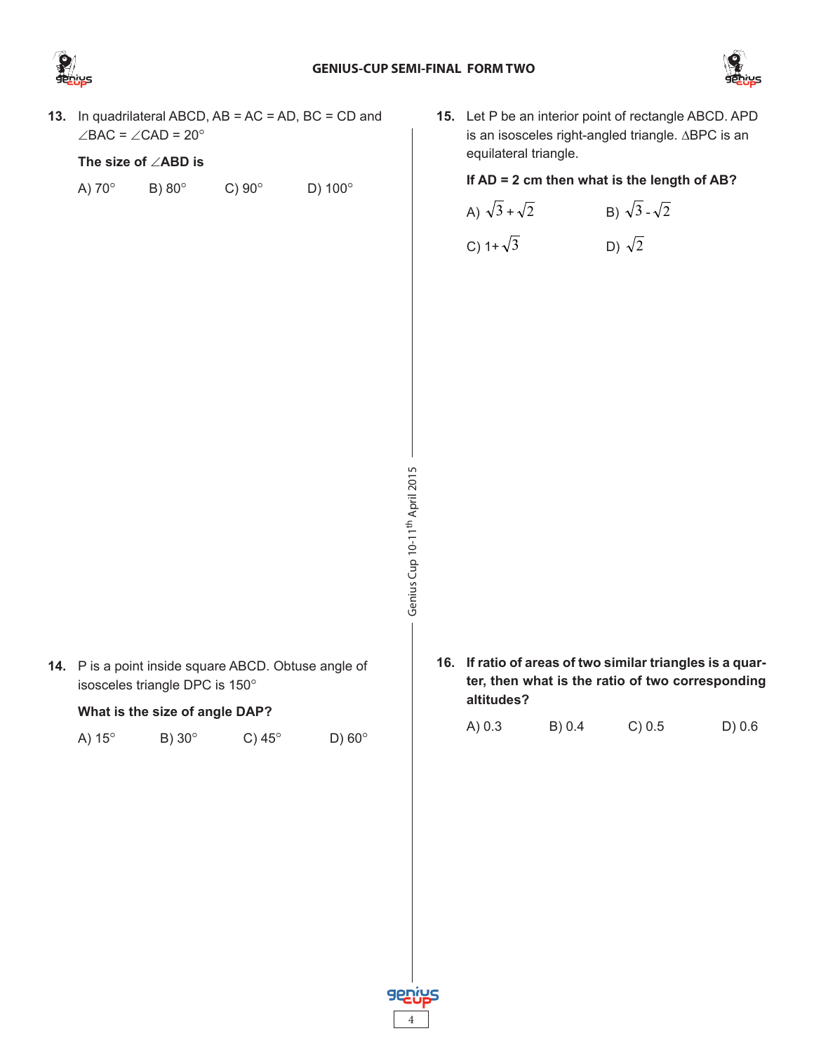**13.** In quadrilateral ABCD, AB = AC = AD, BC = CD and $\angle BAC = \angle CAD = 20°$

**The size of $\angle ABD$ is**

A) 70° B) 80° C) 90° D) 100°

**14.** P is a point inside square ABCD. Obtuse angle of isosceles triangle DPC is 150°

**What is the size of angle DAP?**

A) 15° B) 30° C) 45° D) 60°

**15.** Let P be an interior point of rectangle ABCD. APD is an isosceles right-angled triangle. $\Delta BPC$ is an equilateral triangle.

**If AD = 2 cm then what is the length of AB?**

A) $\sqrt{3}+\sqrt{2}$ B) $\sqrt{3}-\sqrt{2}$

C) $1+\sqrt{3}$ D) $\sqrt{2}$

**16. If ratio of areas of two similar triangles is a quarter, then what is the ratio of two corresponding altitudes?**

A) 0.3 B) 0.4 C) 0.5 D) 0.6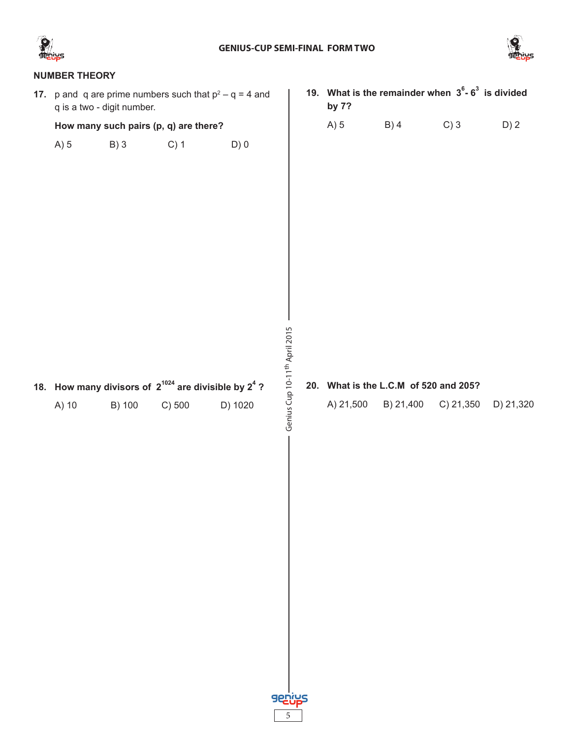## NUMBER THEORY

**17.** p and q are prime numbers such that $p^2 - q = 4$ and q is a two - digit number.

**How many such pairs (p, q) are there?**

A) 5 B) 3 C) 1 D) 0

**18. How many divisors of $2^{1024}$ are divisible by $2^4$ ?**

A) 10 B) 100 C) 500 D) 1020

**19. What is the remainder when $3^6 - 6^3$ is divided by 7?**

A) 5 B) 4 C) 3 D) 2

**20. What is the L.C.M of 520 and 205?**

A) 21,500 B) 21,400 C) 21,350 D) 21,320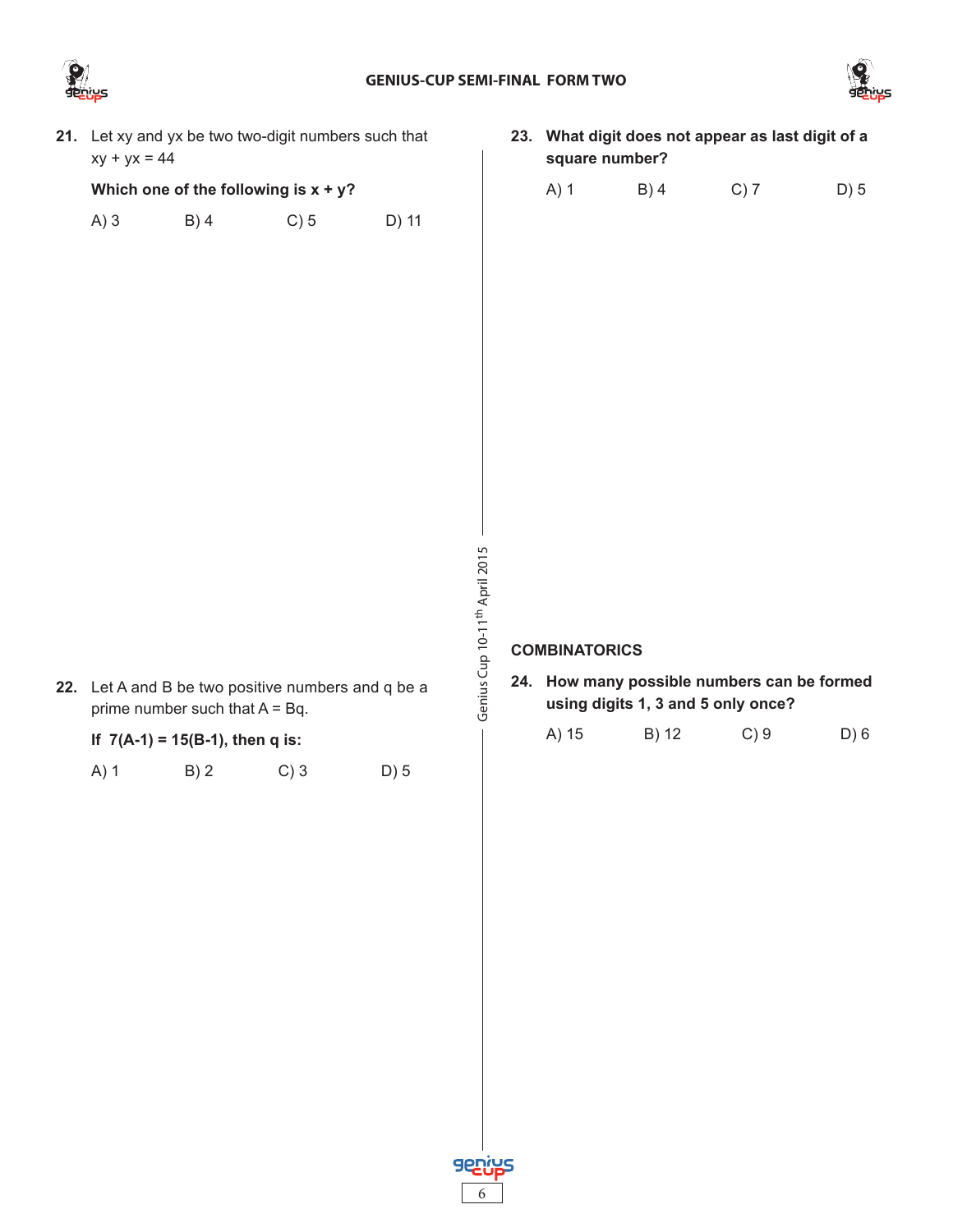**21.** Let xy and yx be two two-digit numbers such that xy + yx = 44

**Which one of the following is x + y?**

A) 3 B) 4 C) 5 D) 11

**22.** Let A and B be two positive numbers and q be a prime number such that A = Bq.

**If 7(A-1) = 15(B-1), then q is:**

A) 1 B) 2 C) 3 D) 5

**23. What digit does not appear as last digit of a square number?**

A) 1 B) 4 C) 7 D) 5

## COMBINATORICS

**24. How many possible numbers can be formed using digits 1, 3 and 5 only once?**

A) 15 B) 12 C) 9 D) 6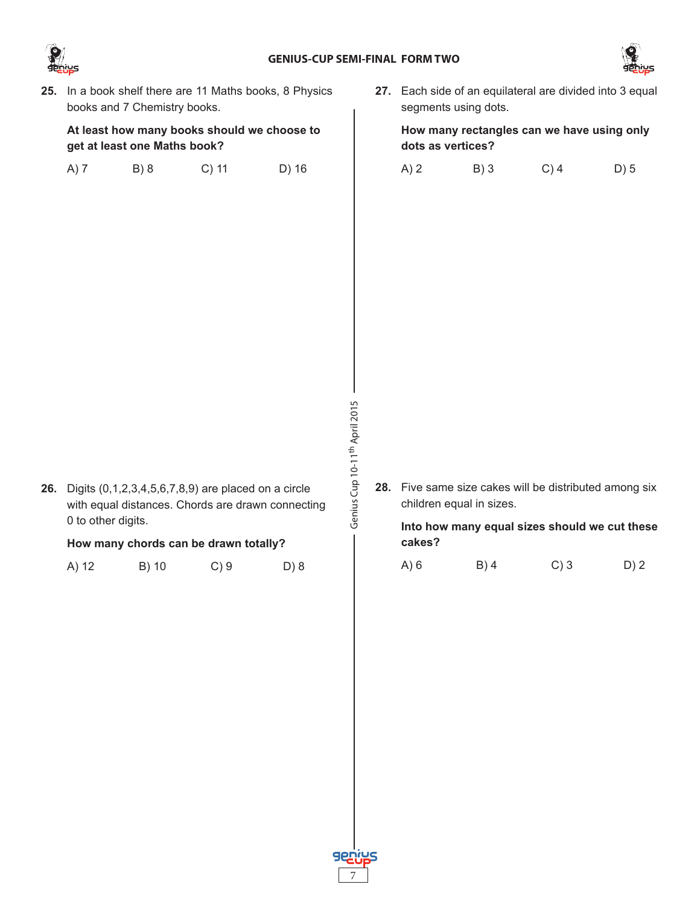**25.** In a book shelf there are 11 Maths books, 8 Physics books and 7 Chemistry books.

**At least how many books should we choose to get at least one Maths book?**

A) 7 B) 8 C) 11 D) 16

**26.** Digits (0,1,2,3,4,5,6,7,8,9) are placed on a circle with equal distances. Chords are drawn connecting 0 to other digits.

**How many chords can be drawn totally?**

A) 12 B) 10 C) 9 D) 8

**27.** Each side of an equilateral are divided into 3 equal segments using dots.

**How many rectangles can we have using only dots as vertices?**

A) 2 B) 3 C) 4 D) 5

**28.** Five same size cakes will be distributed among six children equal in sizes.

**Into how many equal sizes should we cut these cakes?**

A) 6 B) 4 C) 3 D) 2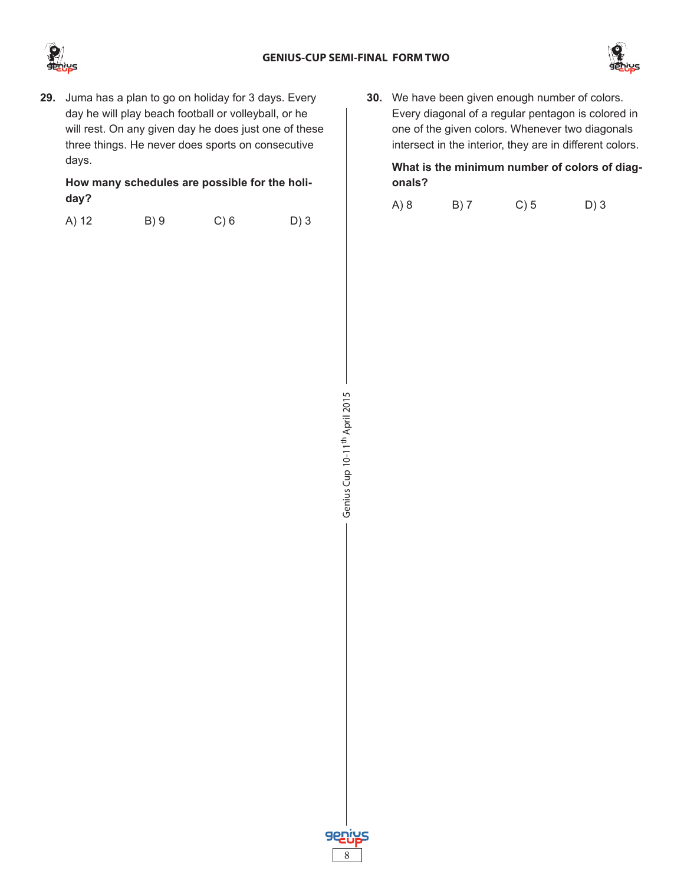**29.** Juma has a plan to go on holiday for 3 days. Every day he will play beach football or volleyball, or he will rest. On any given day he does just one of these three things. He never does sports on consecutive days.

**How many schedules are possible for the holiday?**

A) 12 B) 9 C) 6 D) 3

**30.** We have been given enough number of colors. Every diagonal of a regular pentagon is colored in one of the given colors. Whenever two diagonals intersect in the interior, they are in different colors.

**What is the minimum number of colors of diagonals?**

A) 8 B) 7 C) 5 D) 3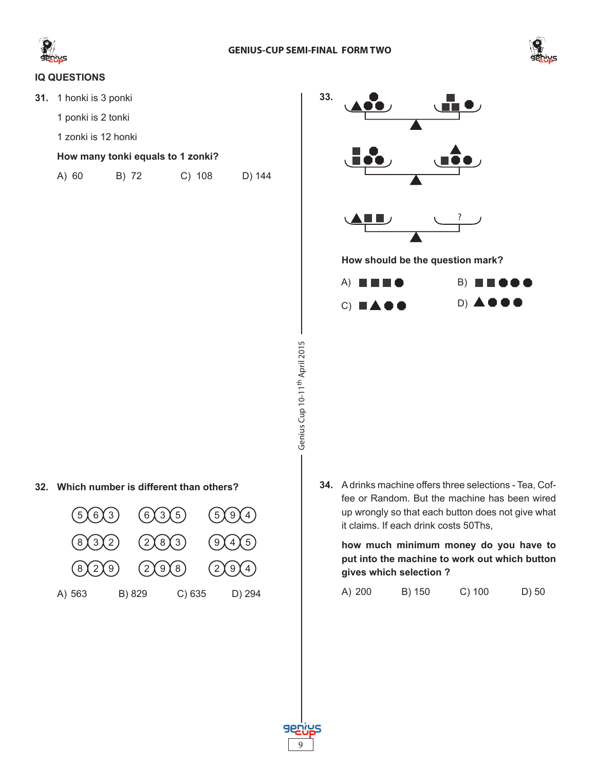## IQ QUESTIONS

**31.** 1 honki is 3 ponki

1 ponki is 2 tonki

1 zonki is 12 honki

**How many tonki equals to 1 zonki?**

A) 60  B) 72  C) 108  D) 144

**32. Which number is different than others?**

| | | |
|---|---|---|
| 5 6 3 | 6 3 5 | 5 9 4 |
| 8 3 2 | 2 8 3 | 9 4 5 |
| 8 2 9 | 2 9 8 | 2 9 4 |

A) 563  B) 829  C) 635  D) 294

**33.**

(Balance 1: left pan ▲ ● ● with ● on top; right pan ■ ■ ● with ■ on top)

(Balance 2: left pan ■ ● ● with ■ ● on top; right pan ■ ● ● with ▲ on top)

(Balance 3: left pan ▲ ■ ■; right pan ?)

**How should be the question mark?**

A) ■ ■ ■ ●  B) ■ ■ ● ● ●

C) ■ ▲ ● ●  D) ▲ ● ● ●

**34.** A drinks machine offers three selections - Tea, Coffee or Random. But the machine has been wired up wrongly so that each button does not give what it claims. If each drink costs 50Ths,

**how much minimum money do you have to put into the machine to work out which button gives which selection ?**

A) 200  B) 150  C) 100  D) 50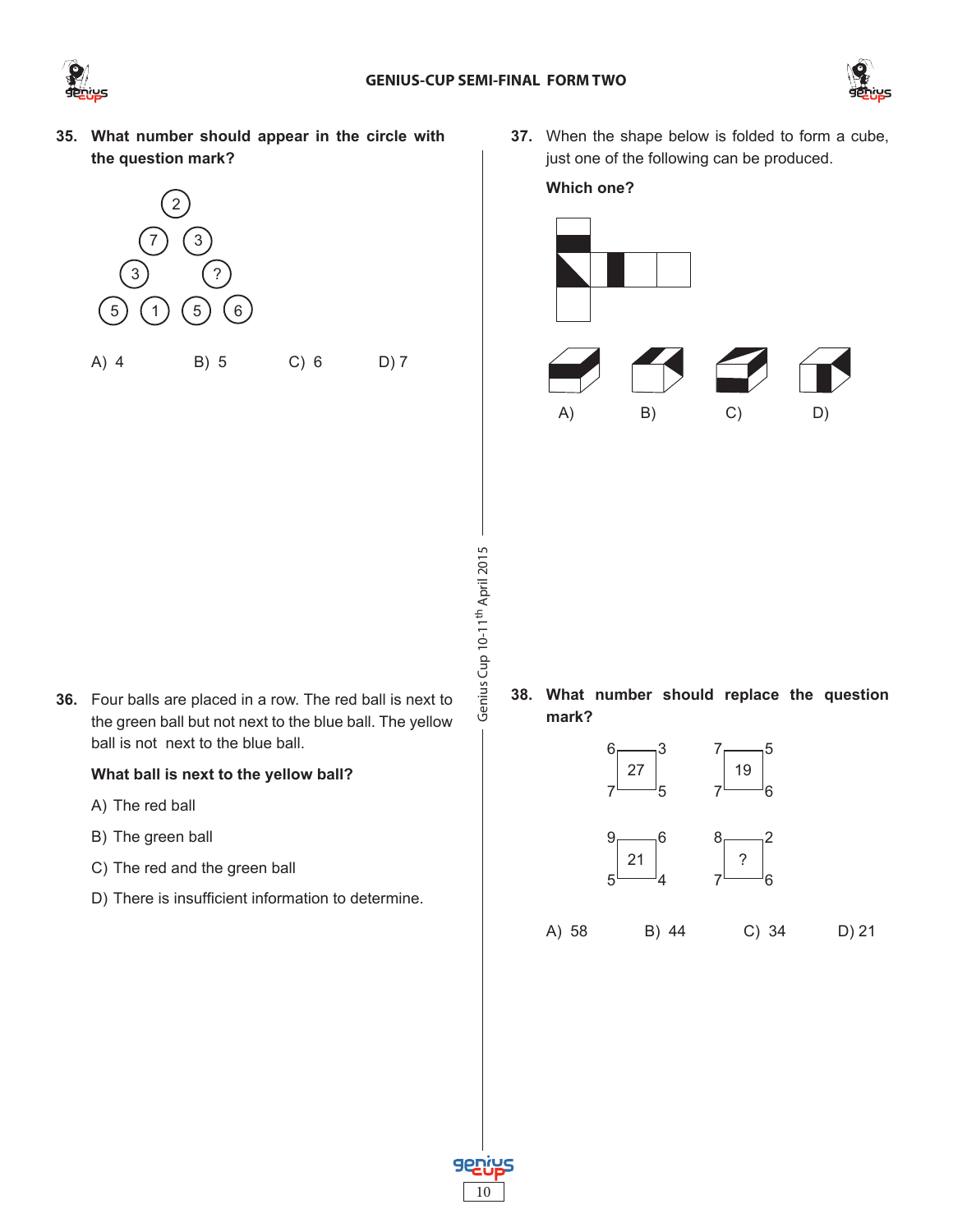**35. What number should appear in the circle with the question mark?**

2
7 3
3 ?
5 1 5 6

A) 4 B) 5 C) 6 D) 7

**36.** Four balls are placed in a row. The red ball is next to the green ball but not next to the blue ball. The yellow ball is not next to the blue ball.

**What ball is next to the yellow ball?**

A) The red ball

B) The green ball

C) The red and the green ball

D) There is insufficient information to determine.

**37.** When the shape below is folded to form a cube, just one of the following can be produced.

**Which one?**

A) B) C) D)

**38. What number should replace the question mark?**

| | | |
|---|---|---|
| 6 | | 3 |
| | 27 | |
| 7 | | 5 |

| | | |
|---|---|---|
| 7 | | 5 |
| | 19 | |
| 7 | | 6 |

| | | |
|---|---|---|
| 9 | | 6 |
| | 21 | |
| 5 | | 4 |

| | | |
|---|---|---|
| 8 | | 2 |
| | ? | |
| 7 | | 6 |

A) 58 B) 44 C) 34 D) 21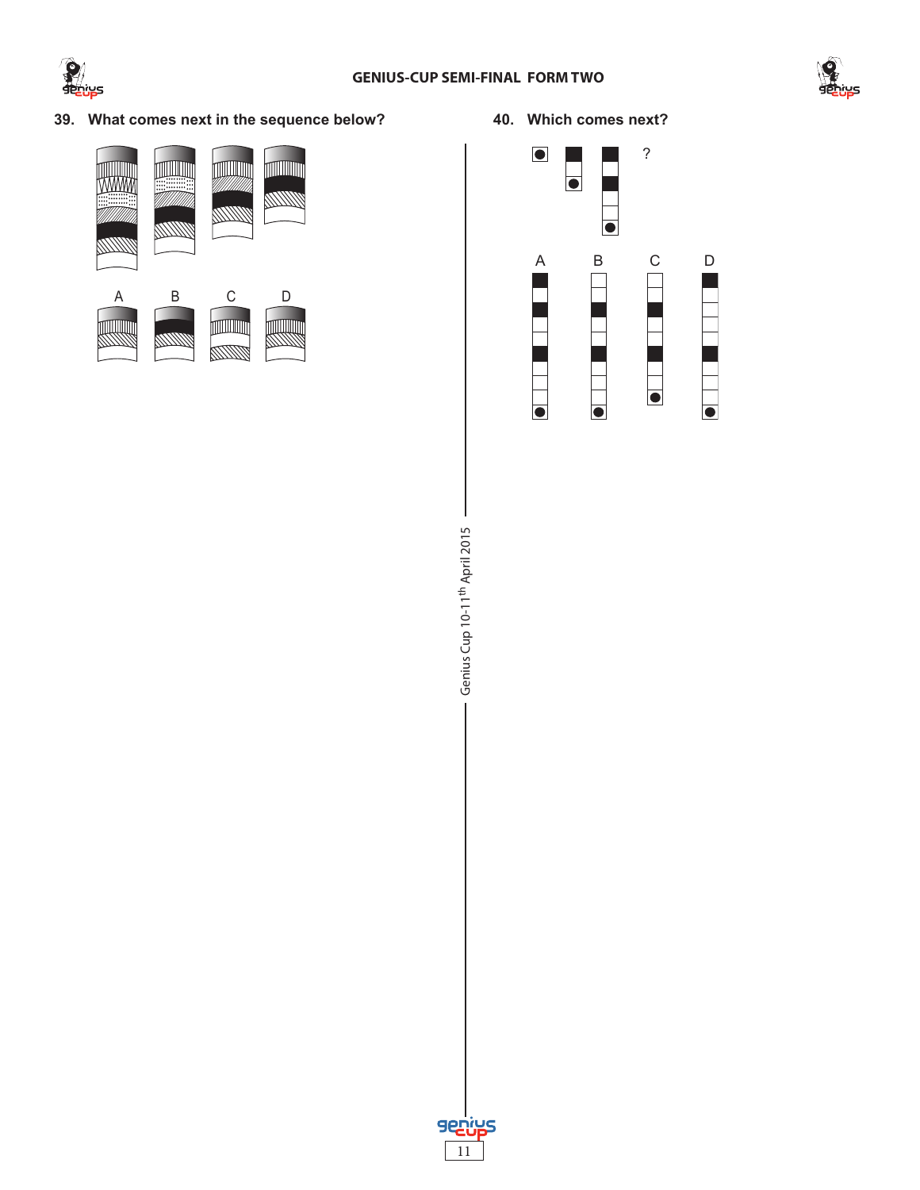39. What comes next in the sequence below?

A B C D

40. Which comes next?

?

A B C D